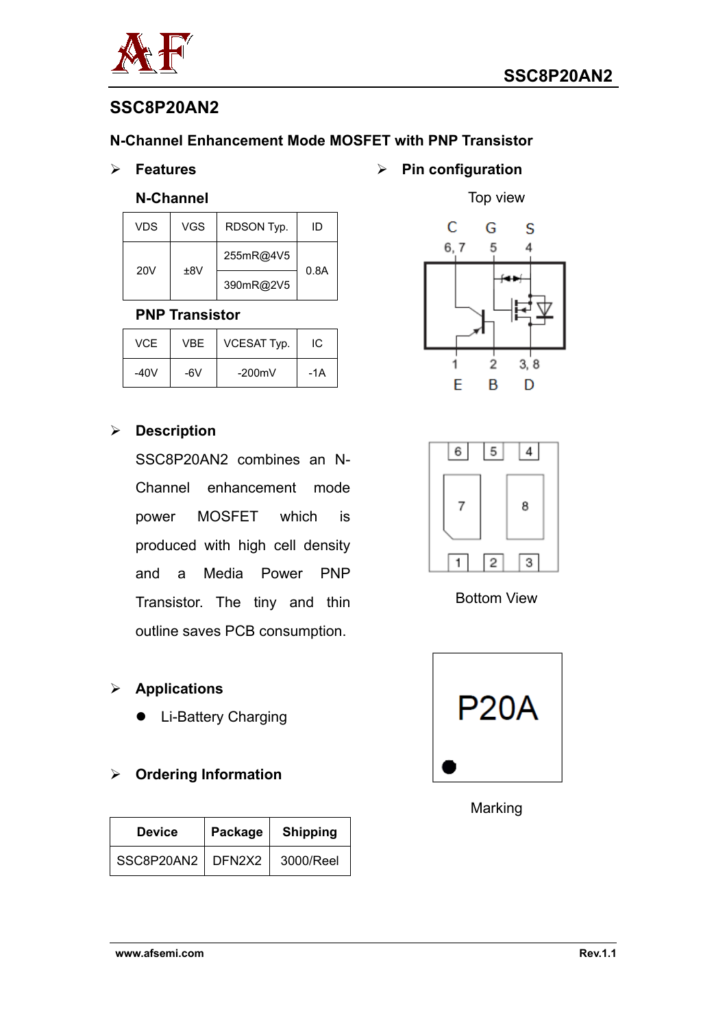# SSC8P20AN2

## N-Channel Enhancement Mode MOSFET with PNP Transistor

### Features

**N-Channel**

| VDS | VGS | RDSON Typ. | ID |
|---|---|---|---|
| 20V | ±8V | 255mR@4V5 | 0.8A |
| | | 390mR@2V5 | |

**PNP Transistor**

| VCE | VBE | VCESAT Typ. | IC |
|---|---|---|---|
| -40V | -6V | -200mV | -1A |

### Pin configuration

Top view

C G S
6, 7 5 4

1 2 3, 8
E B D

Bottom View

Marking

P20A

### Description

SSC8P20AN2 combines an N-Channel enhancement mode power MOSFET which is produced with high cell density and a Media Power PNP Transistor. The tiny and thin outline saves PCB consumption.

### Applications

- Li-Battery Charging

### Ordering Information

| Device | Package | Shipping |
|---|---|---|
| SSC8P20AN2 | DFN2X2 | 3000/Reel |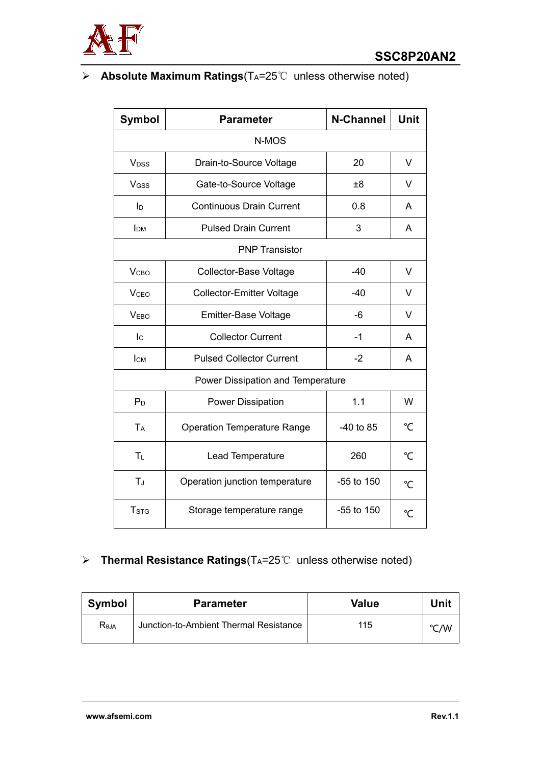- **Absolute Maximum Ratings**($T_A$=25℃ unless otherwise noted)

| Symbol | Parameter | N-Channel | Unit |
|---|---|---|---|
| N-MOS | | | |
| $V_{DSS}$ | Drain-to-Source Voltage | 20 | V |
| $V_{GSS}$ | Gate-to-Source Voltage | ±8 | V |
| $I_D$ | Continuous Drain Current | 0.8 | A |
| $I_{DM}$ | Pulsed Drain Current | 3 | A |
| PNP Transistor | | | |
| $V_{CBO}$ | Collector-Base Voltage | -40 | V |
| $V_{CEO}$ | Collector-Emitter Voltage | -40 | V |
| $V_{EBO}$ | Emitter-Base Voltage | -6 | V |
| $I_C$ | Collector Current | -1 | A |
| $I_{CM}$ | Pulsed Collector Current | -2 | A |
| Power Dissipation and Temperature | | | |
| $P_D$ | Power Dissipation | 1.1 | W |
| $T_A$ | Operation Temperature Range | -40 to 85 | ℃ |
| $T_L$ | Lead Temperature | 260 | ℃ |
| $T_J$ | Operation junction temperature | -55 to 150 | ℃ |
| $T_{STG}$ | Storage temperature range | -55 to 150 | ℃ |

- **Thermal Resistance Ratings**($T_A$=25℃ unless otherwise noted)

| Symbol | Parameter | Value | Unit |
|---|---|---|---|
| $R_{\theta JA}$ | Junction-to-Ambient Thermal Resistance | 115 | ℃/W |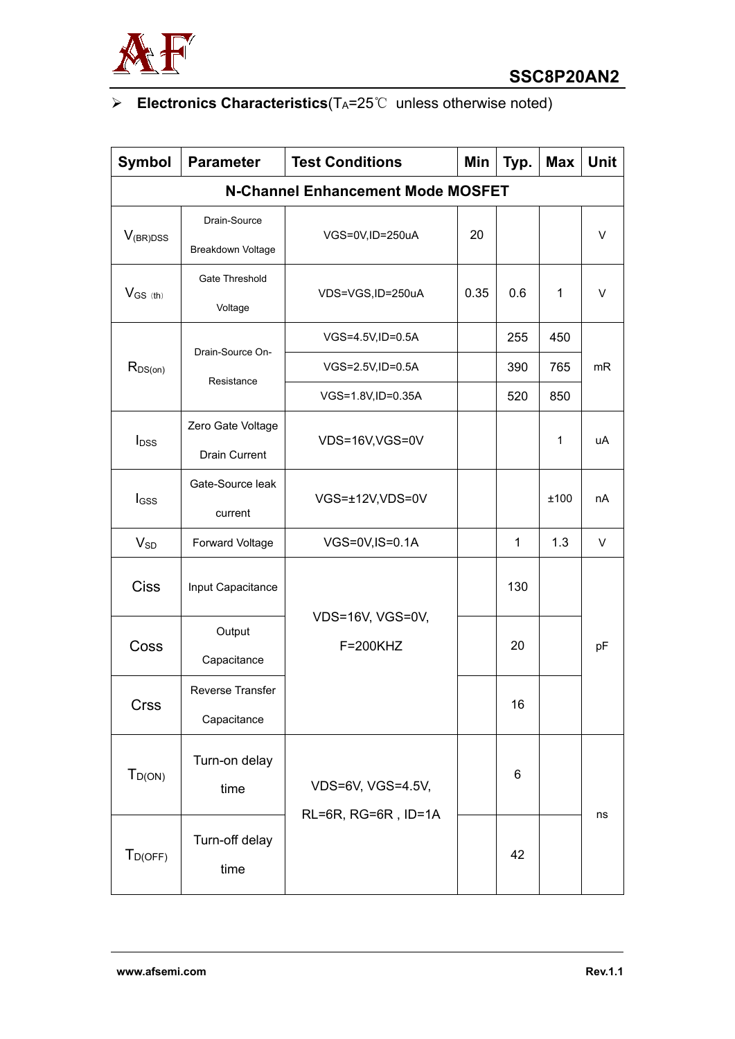- **Electronics Characteristics**($T_A$=25℃ unless otherwise noted)

| Symbol | Parameter | Test Conditions | Min | Typ. | Max | Unit |
|---|---|---|---|---|---|---|
| **N-Channel Enhancement Mode MOSFET** | | | | | | |
| $V_{(BR)DSS}$ | Drain-Source Breakdown Voltage | VGS=0V,ID=250uA | 20 | | | V |
| $V_{GS(th)}$ | Gate Threshold Voltage | VDS=VGS,ID=250uA | 0.35 | 0.6 | 1 | V |
| $R_{DS(on)}$ | Drain-Source On-Resistance | VGS=4.5V,ID=0.5A | | 255 | 450 | mR |
| | | VGS=2.5V,ID=0.5A | | 390 | 765 | |
| | | VGS=1.8V,ID=0.35A | | 520 | 850 | |
| $I_{DSS}$ | Zero Gate Voltage Drain Current | VDS=16V,VGS=0V | | | 1 | uA |
| $I_{GSS}$ | Gate-Source leak current | VGS=±12V,VDS=0V | | | ±100 | nA |
| $V_{SD}$ | Forward Voltage | VGS=0V,IS=0.1A | | 1 | 1.3 | V |
| Ciss | Input Capacitance | VDS=16V, VGS=0V, F=200KHZ | | 130 | | pF |
| Coss | Output Capacitance | | | 20 | | |
| Crss | Reverse Transfer Capacitance | | | 16 | | |
| $T_{D(ON)}$ | Turn-on delay time | VDS=6V, VGS=4.5V, RL=6R, RG=6R , ID=1A | | 6 | | ns |
| $T_{D(OFF)}$ | Turn-off delay time | | | 42 | | |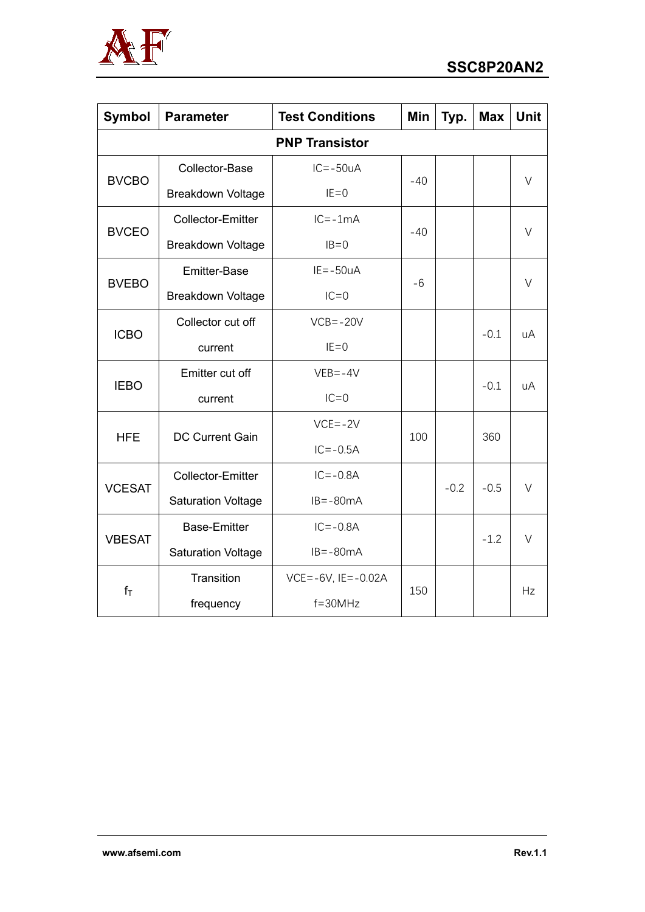| Symbol | Parameter | Test Conditions | Min | Typ. | Max | Unit |
|---|---|---|---|---|---|---|
| **PNP Transistor** | | | | | | |
| BVCBO | Collector-Base Breakdown Voltage | IC=-50uA IE=0 | -40 | | | V |
| BVCEO | Collector-Emitter Breakdown Voltage | IC=-1mA IB=0 | -40 | | | V |
| BVEBO | Emitter-Base Breakdown Voltage | IE=-50uA IC=0 | -6 | | | V |
| ICBO | Collector cut off current | VCB=-20V IE=0 | | | -0.1 | uA |
| IEBO | Emitter cut off current | VEB=-4V IC=0 | | | -0.1 | uA |
| HFE | DC Current Gain | VCE=-2V IC=-0.5A | 100 | | 360 | |
| VCESAT | Collector-Emitter Saturation Voltage | IC=-0.8A IB=-80mA | | -0.2 | -0.5 | V |
| VBESAT | Base-Emitter Saturation Voltage | IC=-0.8A IB=-80mA | | | -1.2 | V |
| $f_T$ | Transition frequency | VCE=-6V, IE=-0.02A f=30MHz | 150 | | | Hz |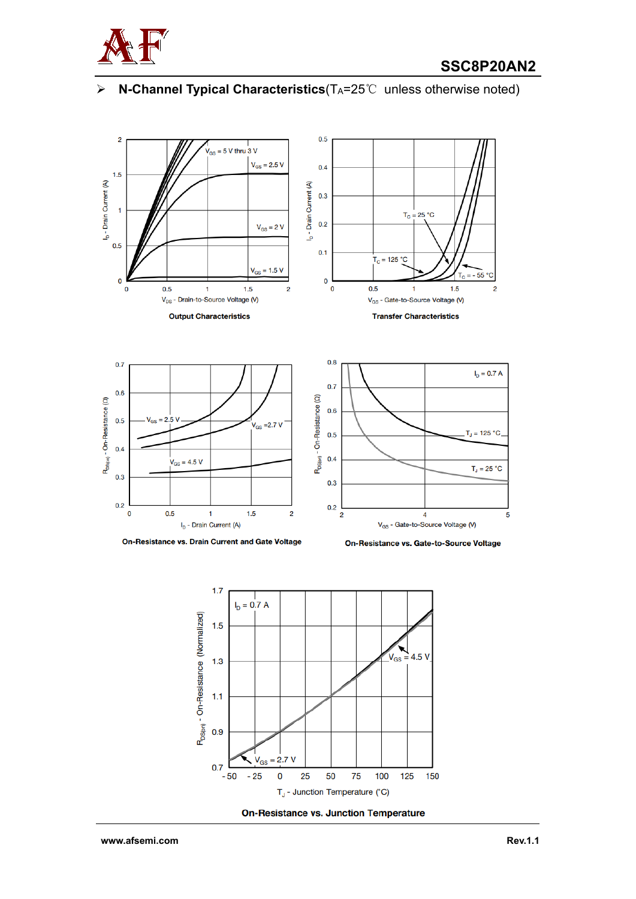## N-Channel Typical Characteristics($T_A$=25℃ unless otherwise noted)

Output Characteristics

Transfer Characteristics

On-Resistance vs. Drain Current and Gate Voltage

On-Resistance vs. Gate-to-Source Voltage

On-Resistance vs. Junction Temperature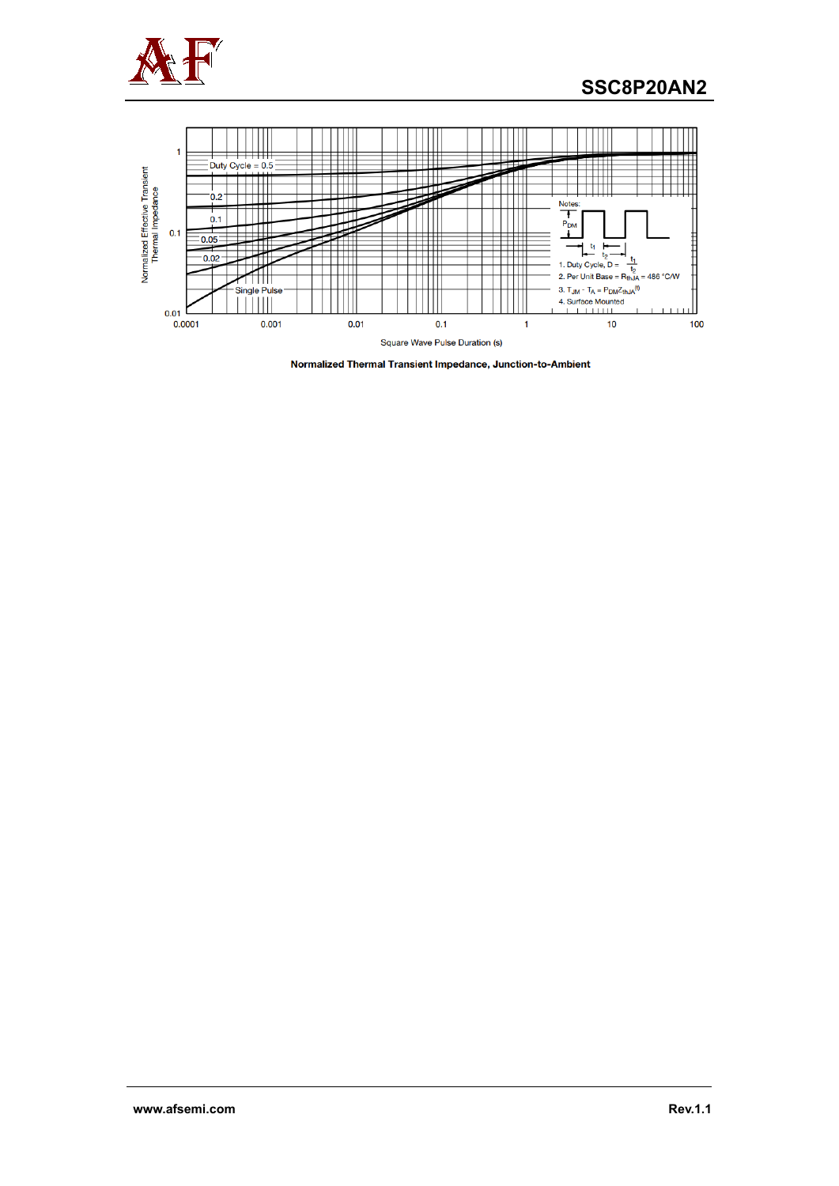Normalized Thermal Transient Impedance, Junction-to-Ambient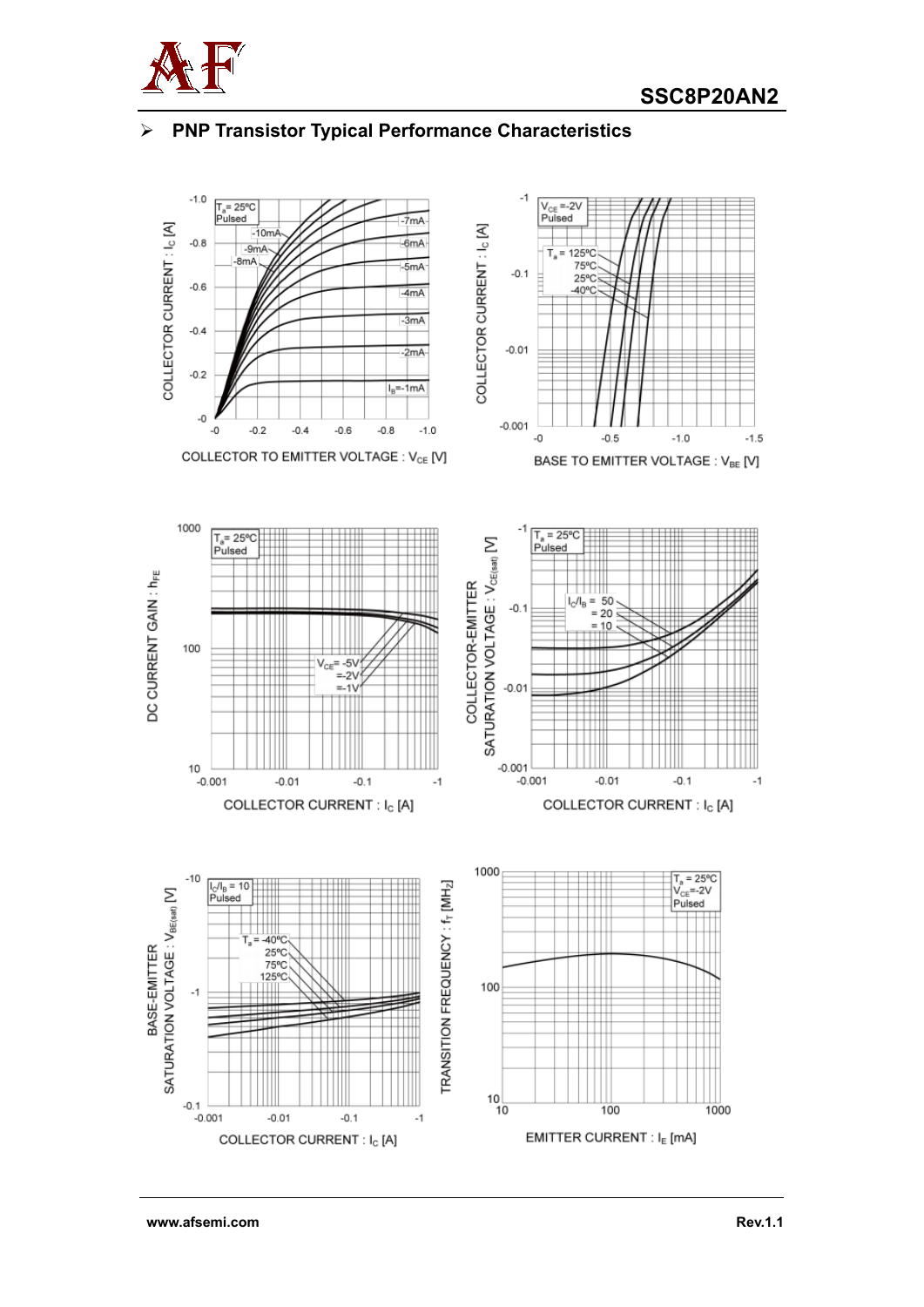## PNP Transistor Typical Performance Characteristics

$T_a$= 25ºC
Pulsed

-10mA
-9mA
-8mA
-7mA
-6mA
-5mA
-4mA
-3mA
-2mA
$I_B$=-1mA

COLLECTOR CURRENT : $I_C$ [A]

COLLECTOR TO EMITTER VOLTAGE : $V_{CE}$ [V]

$V_{CE}$ =-2V
Pulsed

$T_a$ = 125ºC
75ºC
25ºC
-40ºC

COLLECTOR CURRENT : $I_C$ [A]

BASE TO EMITTER VOLTAGE : $V_{BE}$ [V]

$T_a$= 25ºC
Pulsed

$V_{CE}$= -5V
=-2V
=-1V

DC CURRENT GAIN : $h_{FE}$

COLLECTOR CURRENT : $I_C$ [A]

$T_a$ = 25ºC
Pulsed

$I_C/I_B$ = 50
= 20
= 10

COLLECTOR-EMITTER SATURATION VOLTAGE : $V_{CE(sat)}$ [V]

COLLECTOR CURRENT : $I_C$ [A]

$I_C/I_B$ = 10
Pulsed

$T_a$ = -40ºC
25ºC
75ºC
125ºC

BASE-EMITTER SATURATION VOLTAGE : $V_{BE(sat)}$ [V]

COLLECTOR CURRENT : $I_C$ [A]

$T_a$ = 25ºC
$V_{CE}$=-2V
Pulsed

TRANSITION FREQUENCY : $f_T$ [MHz]

EMITTER CURRENT : $I_E$ [mA]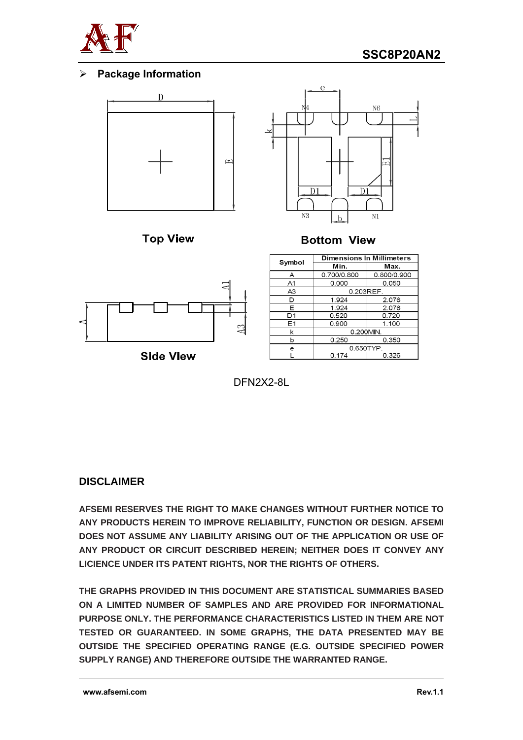## ➢ Package Information

D

E

e

N4

N6

L

k

E1

D1

D1

N3

b

N1

**Top View**

**Bottom View**

A1

A

A3

**Side View**

| Symbol | Dimensions In Millimeters | |
|---|---|---|
| | Min. | Max. |
| A | 0.700/0.800 | 0.800/0.900 |
| A1 | 0.000 | 0.050 |
| A3 | 0.203REF. | |
| D | 1.924 | 2.076 |
| E | 1.924 | 2.076 |
| D1 | 0.520 | 0.720 |
| E1 | 0.900 | 1.100 |
| k | 0.200MIN. | |
| b | 0.250 | 0.350 |
| e | 0.650TYP. | |
| L | 0.174 | 0.326 |

DFN2X2-8L

## DISCLAIMER

**AFSEMI RESERVES THE RIGHT TO MAKE CHANGES WITHOUT FURTHER NOTICE TO ANY PRODUCTS HEREIN TO IMPROVE RELIABILITY, FUNCTION OR DESIGN. AFSEMI DOES NOT ASSUME ANY LIABILITY ARISING OUT OF THE APPLICATION OR USE OF ANY PRODUCT OR CIRCUIT DESCRIBED HEREIN; NEITHER DOES IT CONVEY ANY LICIENCE UNDER ITS PATENT RIGHTS, NOR THE RIGHTS OF OTHERS.**

**THE GRAPHS PROVIDED IN THIS DOCUMENT ARE STATISTICAL SUMMARIES BASED ON A LIMITED NUMBER OF SAMPLES AND ARE PROVIDED FOR INFORMATIONAL PURPOSE ONLY. THE PERFORMANCE CHARACTERISTICS LISTED IN THEM ARE NOT TESTED OR GUARANTEED. IN SOME GRAPHS, THE DATA PRESENTED MAY BE OUTSIDE THE SPECIFIED OPERATING RANGE (E.G. OUTSIDE SPECIFIED POWER SUPPLY RANGE) AND THEREFORE OUTSIDE THE WARRANTED RANGE.**